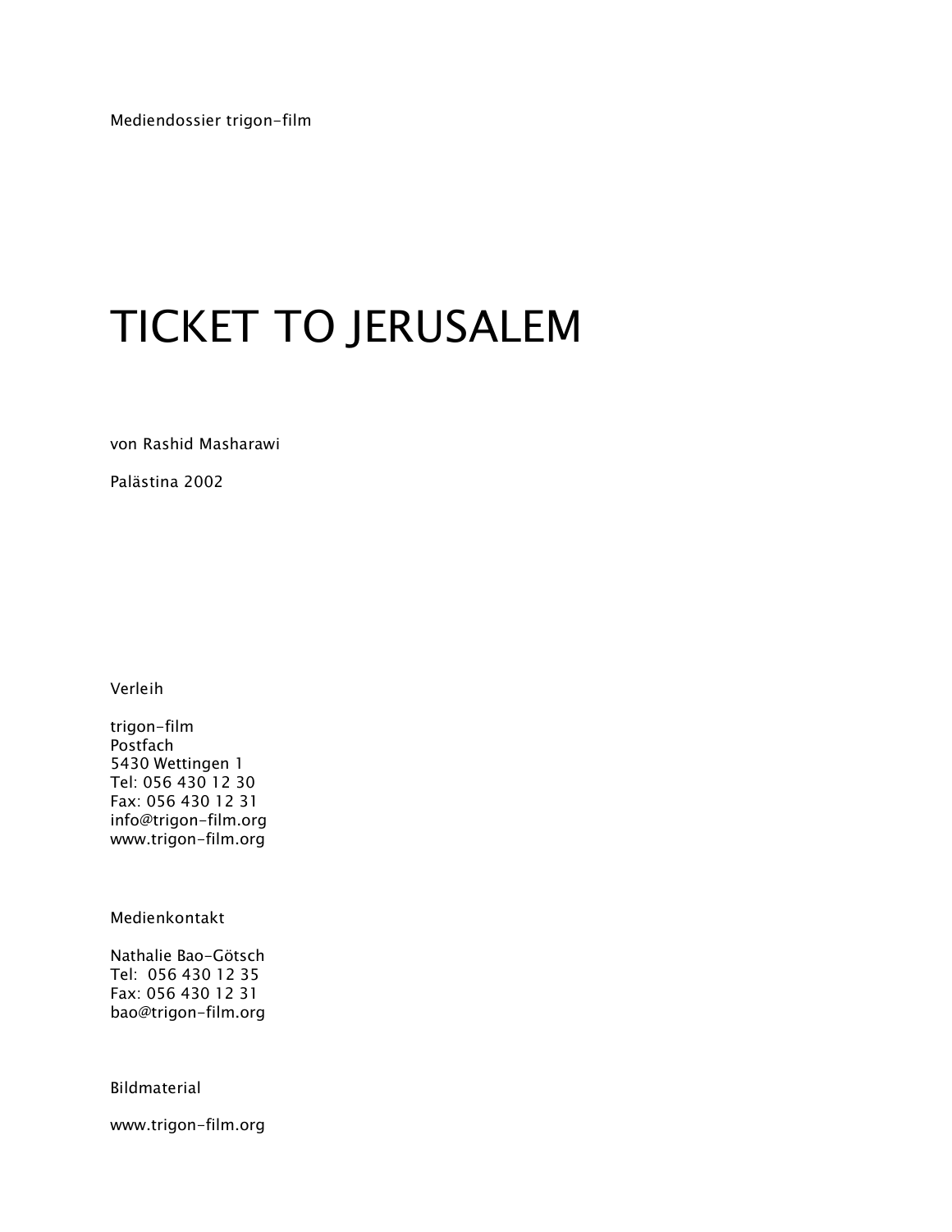Mediendossier trigon-film

# TICKET TO JERUSALEM

von Rashid Masharawi

Palästina 2002

Verleih

trigon-film
Postfach
5430 Wettingen 1
Tel: 056 430 12 30
Fax: 056 430 12 31
info@trigon-film.org
www.trigon-film.org

Medienkontakt

Nathalie Bao-Götsch
Tel: 056 430 12 35
Fax: 056 430 12 31
bao@trigon-film.org

Bildmaterial

www.trigon-film.org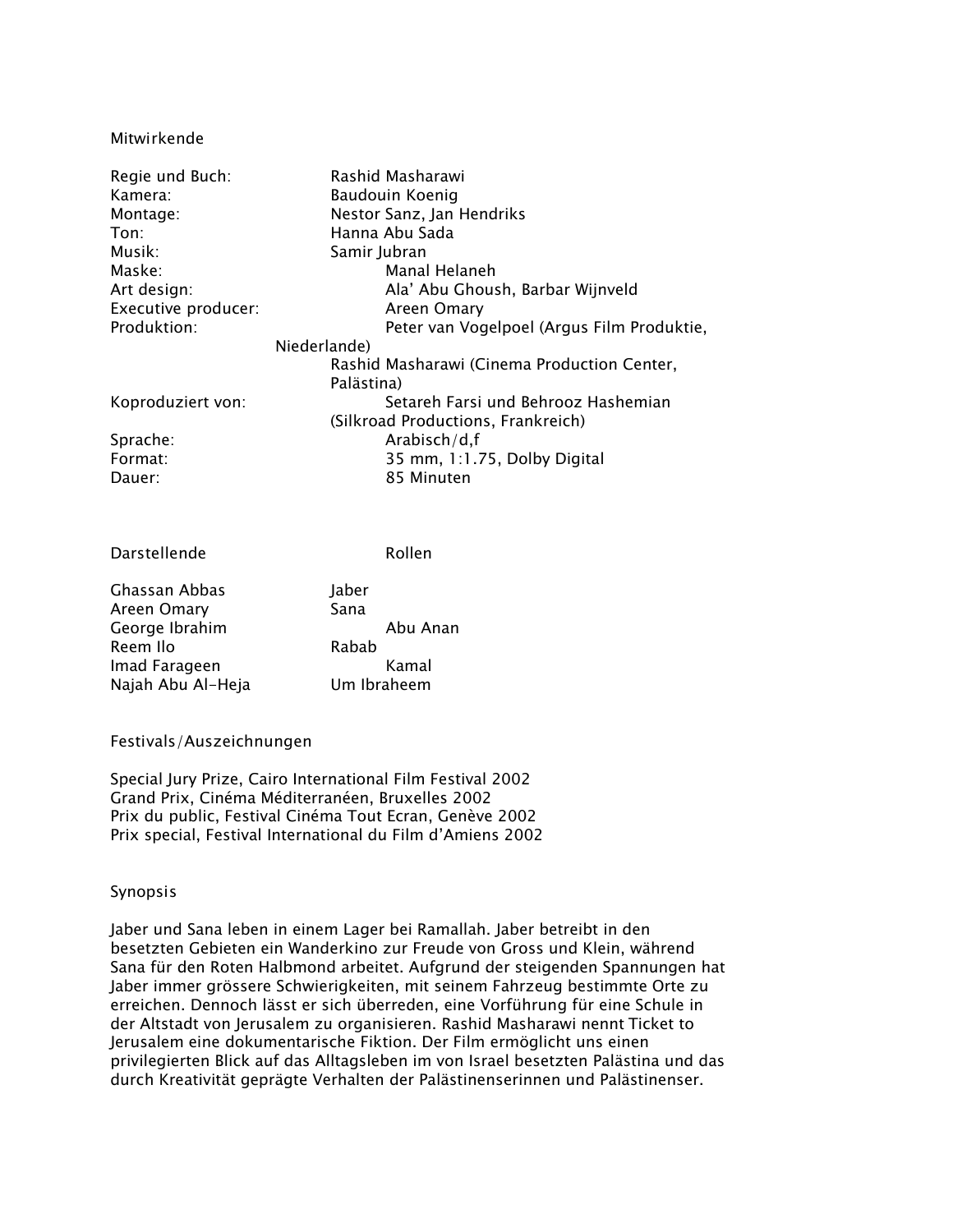## Mitwirkende

| | |
|---|---|
| Regie und Buch: | Rashid Masharawi |
| Kamera: | Baudouin Koenig |
| Montage: | Nestor Sanz, Jan Hendriks |
| Ton: | Hanna Abu Sada |
| Musik: | Samir Jubran |
| Maske: | Manal Helaneh |
| Art design: | Ala' Abu Ghoush, Barbar Wijnveld |
| Executive producer: | Areen Omary |
| Produktion: | Peter van Vogelpoel (Argus Film Produktie, Niederlande)<br>Rashid Masharawi (Cinema Production Center, Palästina) |
| Koproduziert von: | Setareh Farsi und Behrooz Hashemian (Silkroad Productions, Frankreich) |
| Sprache: | Arabisch/d,f |
| Format: | 35 mm, 1:1.75, Dolby Digital |
| Dauer: | 85 Minuten |

| Darstellende | Rollen |
|---|---|
| Ghassan Abbas | Jaber |
| Areen Omary | Sana |
| George Ibrahim | Abu Anan |
| Reem Ilo | Rabab |
| Imad Farageen | Kamal |
| Najah Abu Al-Heja | Um Ibraheem |

## Festivals/Auszeichnungen

Special Jury Prize, Cairo International Film Festival 2002
Grand Prix, Cinéma Méditerranéen, Bruxelles 2002
Prix du public, Festival Cinéma Tout Ecran, Genève 2002
Prix special, Festival International du Film d'Amiens 2002

## Synopsis

Jaber und Sana leben in einem Lager bei Ramallah. Jaber betreibt in den besetzten Gebieten ein Wanderkino zur Freude von Gross und Klein, während Sana für den Roten Halbmond arbeitet. Aufgrund der steigenden Spannungen hat Jaber immer grössere Schwierigkeiten, mit seinem Fahrzeug bestimmte Orte zu erreichen. Dennoch lässt er sich überreden, eine Vorführung für eine Schule in der Altstadt von Jerusalem zu organisieren. Rashid Masharawi nennt Ticket to Jerusalem eine dokumentarische Fiktion. Der Film ermöglicht uns einen privilegierten Blick auf das Alltagsleben im von Israel besetzten Palästina und das durch Kreativität geprägte Verhalten der Palästinenserinnen und Palästinenser.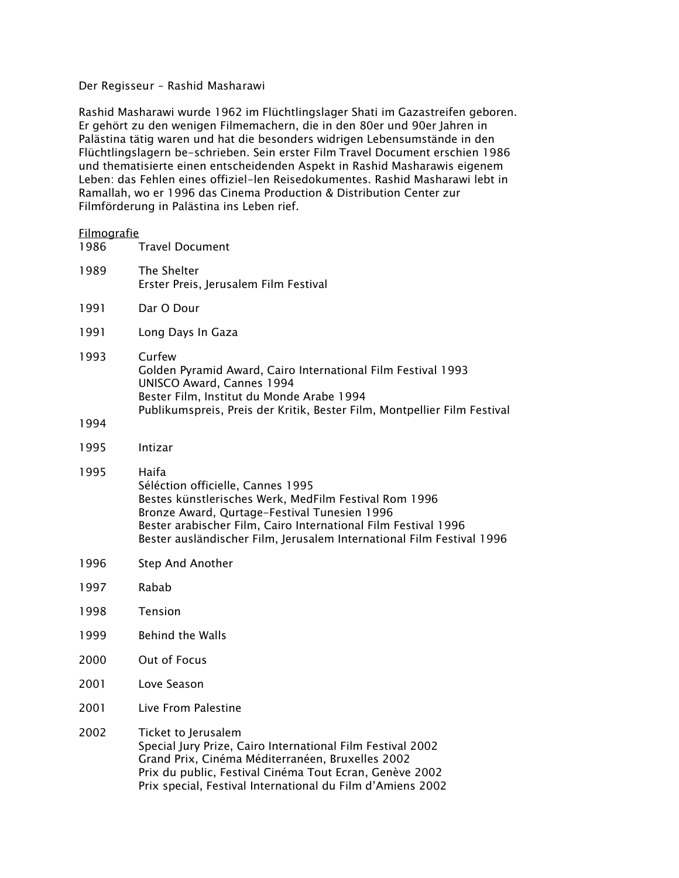Der Regisseur – Rashid Masharawi

Rashid Masharawi wurde 1962 im Flüchtlingslager Shati im Gazastreifen geboren. Er gehört zu den wenigen Filmemachern, die in den 80er und 90er Jahren in Palästina tätig waren und hat die besonders widrigen Lebensumstände in den Flüchtlingslagern be-schrieben. Sein erster Film Travel Document erschien 1986 und thematisierte einen entscheidenden Aspekt in Rashid Masharawis eigenem Leben: das Fehlen eines offiziel-len Reisedokumentes. Rashid Masharawi lebt in Ramallah, wo er 1996 das Cinema Production & Distribution Center zur Filmförderung in Palästina ins Leben rief.

<u>Filmografie</u>

1986 Travel Document

1989 The Shelter
Erster Preis, Jerusalem Film Festival

1991 Dar O Dour

1991 Long Days In Gaza

1993 Curfew
Golden Pyramid Award, Cairo International Film Festival 1993
UNISCO Award, Cannes 1994
Bester Film, Institut du Monde Arabe 1994
Publikumspreis, Preis der Kritik, Bester Film, Montpellier Film Festival 1994

1995 Intizar

1995 Haifa
Séléction officielle, Cannes 1995
Bestes künstlerisches Werk, MedFilm Festival Rom 1996
Bronze Award, Qurtage-Festival Tunesien 1996
Bester arabischer Film, Cairo International Film Festival 1996
Bester ausländischer Film, Jerusalem International Film Festival 1996

1996 Step And Another

1997 Rabab

1998 Tension

1999 Behind the Walls

2000 Out of Focus

2001 Love Season

2001 Live From Palestine

2002 Ticket to Jerusalem
Special Jury Prize, Cairo International Film Festival 2002
Grand Prix, Cinéma Méditerranéen, Bruxelles 2002
Prix du public, Festival Cinéma Tout Ecran, Genève 2002
Prix special, Festival International du Film d'Amiens 2002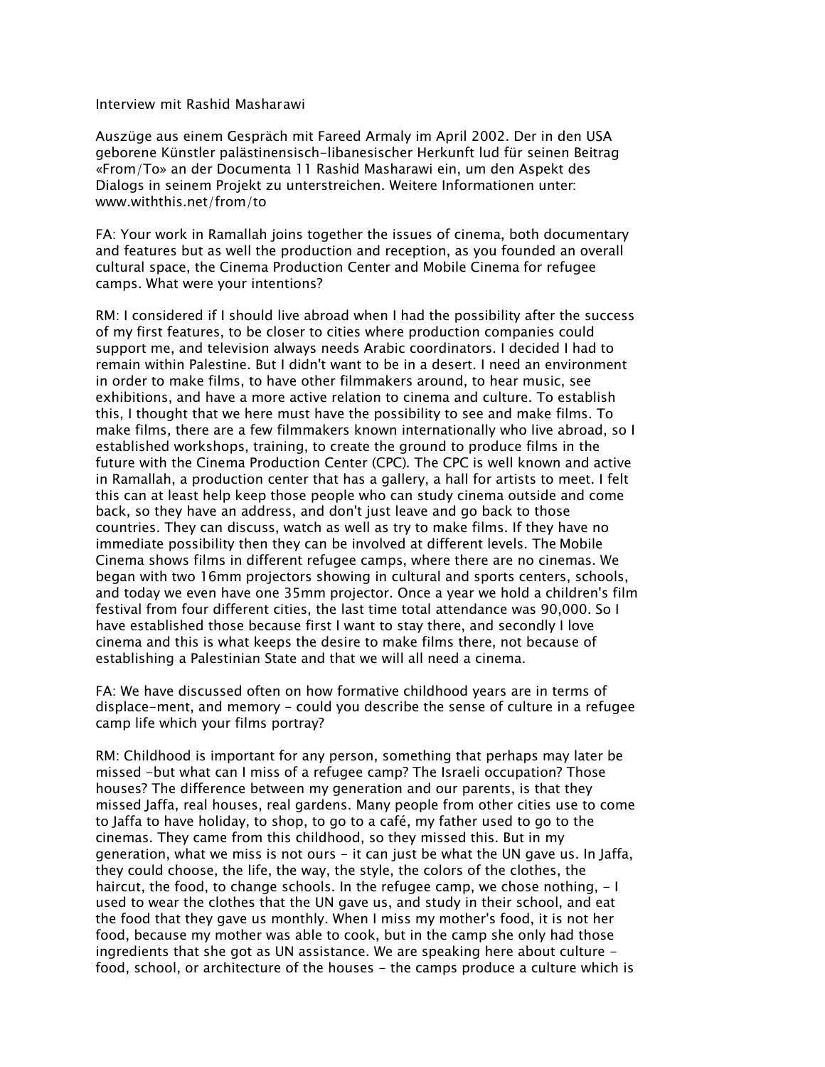Interview mit Rashid Masharawi

Auszüge aus einem Gespräch mit Fareed Armaly im April 2002. Der in den USA geborene Künstler palästinensisch-libanesischer Herkunft lud für seinen Beitrag «From/To» an der Documenta 11 Rashid Masharawi ein, um den Aspekt des Dialogs in seinem Projekt zu unterstreichen. Weitere Informationen unter: www.withthis.net/from/to

FA: Your work in Ramallah joins together the issues of cinema, both documentary and features but as well the production and reception, as you founded an overall cultural space, the Cinema Production Center and Mobile Cinema for refugee camps. What were your intentions?

RM: I considered if I should live abroad when I had the possibility after the success of my first features, to be closer to cities where production companies could support me, and television always needs Arabic coordinators. I decided I had to remain within Palestine. But I didn't want to be in a desert. I need an environment in order to make films, to have other filmmakers around, to hear music, see exhibitions, and have a more active relation to cinema and culture. To establish this, I thought that we here must have the possibility to see and make films. To make films, there are a few filmmakers known internationally who live abroad, so I established workshops, training, to create the ground to produce films in the future with the Cinema Production Center (CPC). The CPC is well known and active in Ramallah, a production center that has a gallery, a hall for artists to meet. I felt this can at least help keep those people who can study cinema outside and come back, so they have an address, and don't just leave and go back to those countries. They can discuss, watch as well as try to make films. If they have no immediate possibility then they can be involved at different levels. The Mobile Cinema shows films in different refugee camps, where there are no cinemas. We began with two 16mm projectors showing in cultural and sports centers, schools, and today we even have one 35mm projector. Once a year we hold a children's film festival from four different cities, the last time total attendance was 90,000. So I have established those because first I want to stay there, and secondly I love cinema and this is what keeps the desire to make films there, not because of establishing a Palestinian State and that we will all need a cinema.

FA: We have discussed often on how formative childhood years are in terms of displace-ment, and memory - could you describe the sense of culture in a refugee camp life which your films portray?

RM: Childhood is important for any person, something that perhaps may later be missed -but what can I miss of a refugee camp? The Israeli occupation? Those houses? The difference between my generation and our parents, is that they missed Jaffa, real houses, real gardens. Many people from other cities use to come to Jaffa to have holiday, to shop, to go to a café, my father used to go to the cinemas. They came from this childhood, so they missed this. But in my generation, what we miss is not ours - it can just be what the UN gave us. In Jaffa, they could choose, the life, the way, the style, the colors of the clothes, the haircut, the food, to change schools. In the refugee camp, we chose nothing, - I used to wear the clothes that the UN gave us, and study in their school, and eat the food that they gave us monthly. When I miss my mother's food, it is not her food, because my mother was able to cook, but in the camp she only had those ingredients that she got as UN assistance. We are speaking here about culture - food, school, or architecture of the houses - the camps produce a culture which is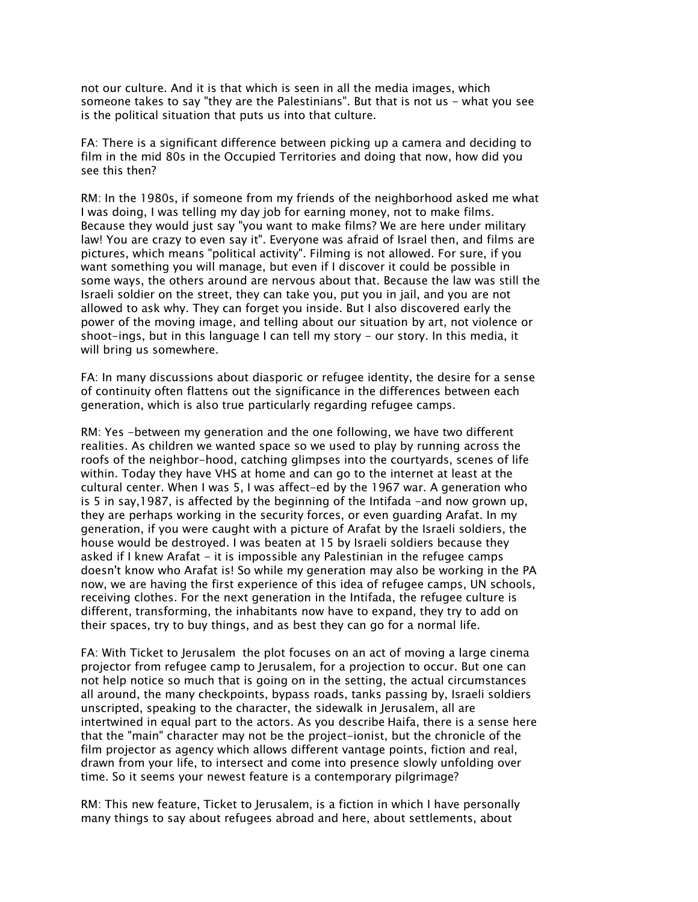not our culture. And it is that which is seen in all the media images, which someone takes to say "they are the Palestinians". But that is not us - what you see is the political situation that puts us into that culture.

FA: There is a significant difference between picking up a camera and deciding to film in the mid 80s in the Occupied Territories and doing that now, how did you see this then?

RM: In the 1980s, if someone from my friends of the neighborhood asked me what I was doing, I was telling my day job for earning money, not to make films. Because they would just say "you want to make films? We are here under military law! You are crazy to even say it". Everyone was afraid of Israel then, and films are pictures, which means "political activity". Filming is not allowed. For sure, if you want something you will manage, but even if I discover it could be possible in some ways, the others around are nervous about that. Because the law was still the Israeli soldier on the street, they can take you, put you in jail, and you are not allowed to ask why. They can forget you inside. But I also discovered early the power of the moving image, and telling about our situation by art, not violence or shoot-ings, but in this language I can tell my story - our story. In this media, it will bring us somewhere.

FA: In many discussions about diasporic or refugee identity, the desire for a sense of continuity often flattens out the significance in the differences between each generation, which is also true particularly regarding refugee camps.

RM: Yes -between my generation and the one following, we have two different realities. As children we wanted space so we used to play by running across the roofs of the neighbor-hood, catching glimpses into the courtyards, scenes of life within. Today they have VHS at home and can go to the internet at least at the cultural center. When I was 5, I was affect-ed by the 1967 war. A generation who is 5 in say,1987, is affected by the beginning of the Intifada -and now grown up, they are perhaps working in the security forces, or even guarding Arafat. In my generation, if you were caught with a picture of Arafat by the Israeli soldiers, the house would be destroyed. I was beaten at 15 by Israeli soldiers because they asked if I knew Arafat - it is impossible any Palestinian in the refugee camps doesn't know who Arafat is! So while my generation may also be working in the PA now, we are having the first experience of this idea of refugee camps, UN schools, receiving clothes. For the next generation in the Intifada, the refugee culture is different, transforming, the inhabitants now have to expand, they try to add on their spaces, try to buy things, and as best they can go for a normal life.

FA: With Ticket to Jerusalem the plot focuses on an act of moving a large cinema projector from refugee camp to Jerusalem, for a projection to occur. But one can not help notice so much that is going on in the setting, the actual circumstances all around, the many checkpoints, bypass roads, tanks passing by, Israeli soldiers unscripted, speaking to the character, the sidewalk in Jerusalem, all are intertwined in equal part to the actors. As you describe Haifa, there is a sense here that the "main" character may not be the project-ionist, but the chronicle of the film projector as agency which allows different vantage points, fiction and real, drawn from your life, to intersect and come into presence slowly unfolding over time. So it seems your newest feature is a contemporary pilgrimage?

RM: This new feature, Ticket to Jerusalem, is a fiction in which I have personally many things to say about refugees abroad and here, about settlements, about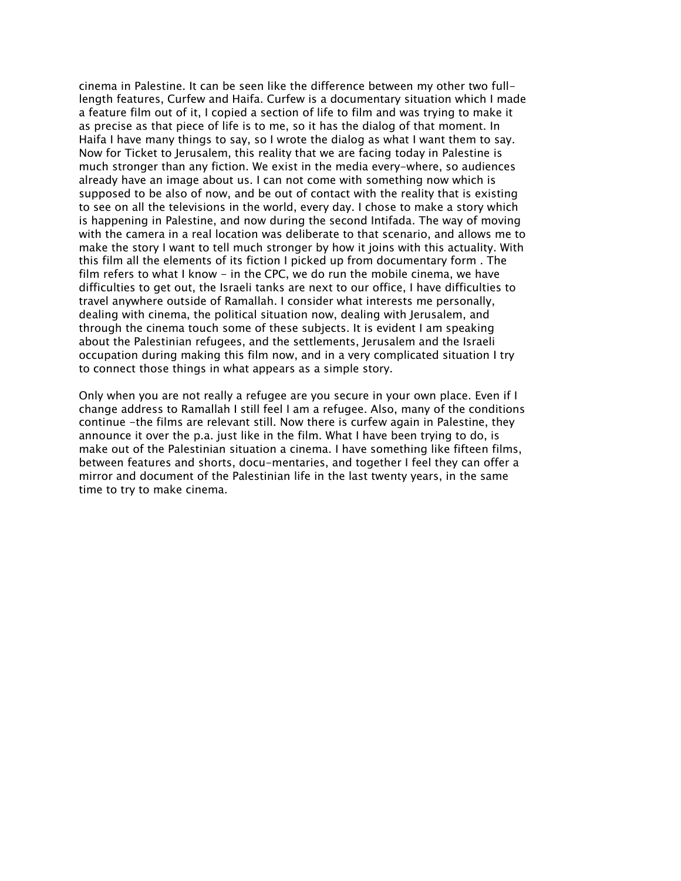cinema in Palestine. It can be seen like the difference between my other two full-length features, Curfew and Haifa. Curfew is a documentary situation which I made a feature film out of it, I copied a section of life to film and was trying to make it as precise as that piece of life is to me, so it has the dialog of that moment. In Haifa I have many things to say, so I wrote the dialog as what I want them to say. Now for Ticket to Jerusalem, this reality that we are facing today in Palestine is much stronger than any fiction. We exist in the media every-where, so audiences already have an image about us. I can not come with something now which is supposed to be also of now, and be out of contact with the reality that is existing to see on all the televisions in the world, every day. I chose to make a story which is happening in Palestine, and now during the second Intifada. The way of moving with the camera in a real location was deliberate to that scenario, and allows me to make the story I want to tell much stronger by how it joins with this actuality. With this film all the elements of its fiction I picked up from documentary form . The film refers to what I know - in the CPC, we do run the mobile cinema, we have difficulties to get out, the Israeli tanks are next to our office, I have difficulties to travel anywhere outside of Ramallah. I consider what interests me personally, dealing with cinema, the political situation now, dealing with Jerusalem, and through the cinema touch some of these subjects. It is evident I am speaking about the Palestinian refugees, and the settlements, Jerusalem and the Israeli occupation during making this film now, and in a very complicated situation I try to connect those things in what appears as a simple story.

Only when you are not really a refugee are you secure in your own place. Even if I change address to Ramallah I still feel I am a refugee. Also, many of the conditions continue -the films are relevant still. Now there is curfew again in Palestine, they announce it over the p.a. just like in the film. What I have been trying to do, is make out of the Palestinian situation a cinema. I have something like fifteen films, between features and shorts, docu-mentaries, and together I feel they can offer a mirror and document of the Palestinian life in the last twenty years, in the same time to try to make cinema.